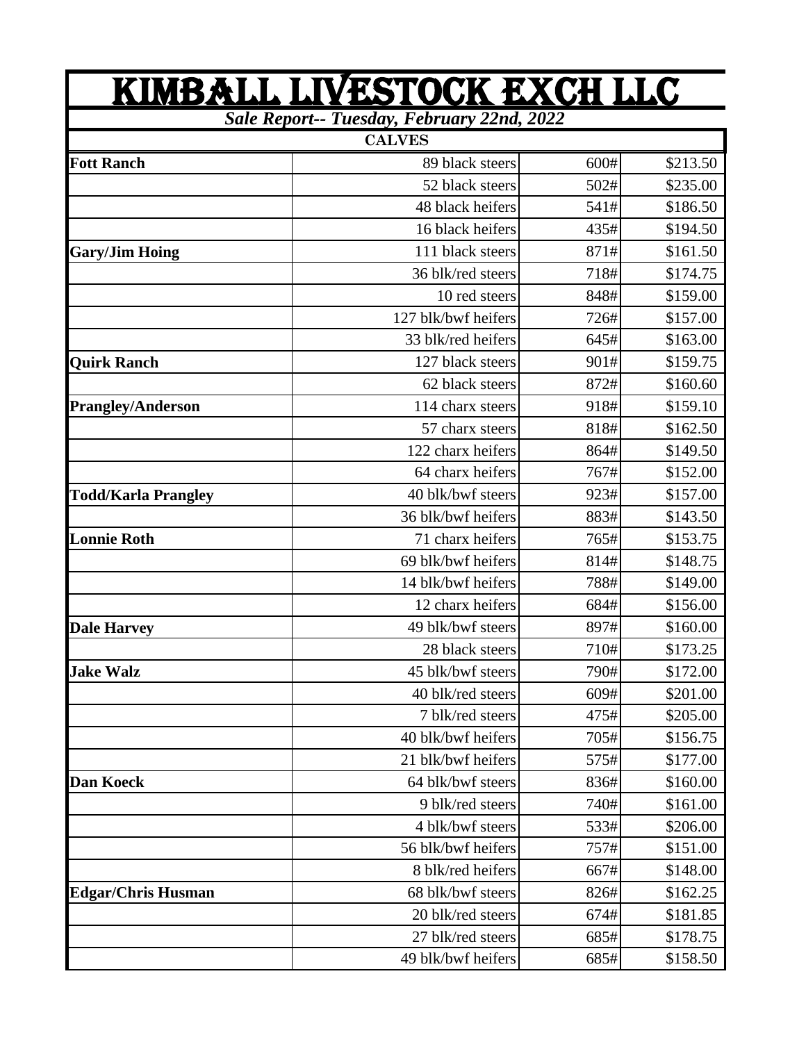# KIMBALL LIVESTOCK EXCH LLC

***Sale Report-- Tuesday, February 22nd, 2022***

**CALVES**

| | | | |
|---|---|---|---|
| **Fott Ranch** | 89 black steers | 600# | $213.50 |
| | 52 black steers | 502# | $235.00 |
| | 48 black heifers | 541# | $186.50 |
| | 16 black heifers | 435# | $194.50 |
| **Gary/Jim Hoing** | 111 black steers | 871# | $161.50 |
| | 36 blk/red steers | 718# | $174.75 |
| | 10 red steers | 848# | $159.00 |
| | 127 blk/bwf heifers | 726# | $157.00 |
| | 33 blk/red heifers | 645# | $163.00 |
| **Quirk Ranch** | 127 black steers | 901# | $159.75 |
| | 62 black steers | 872# | $160.60 |
| **Prangley/Anderson** | 114 charx steers | 918# | $159.10 |
| | 57 charx steers | 818# | $162.50 |
| | 122 charx heifers | 864# | $149.50 |
| | 64 charx heifers | 767# | $152.00 |
| **Todd/Karla Prangley** | 40 blk/bwf steers | 923# | $157.00 |
| | 36 blk/bwf heifers | 883# | $143.50 |
| **Lonnie Roth** | 71 charx heifers | 765# | $153.75 |
| | 69 blk/bwf heifers | 814# | $148.75 |
| | 14 blk/bwf heifers | 788# | $149.00 |
| | 12 charx heifers | 684# | $156.00 |
| **Dale Harvey** | 49 blk/bwf steers | 897# | $160.00 |
| | 28 black steers | 710# | $173.25 |
| **Jake Walz** | 45 blk/bwf steers | 790# | $172.00 |
| | 40 blk/red steers | 609# | $201.00 |
| | 7 blk/red steers | 475# | $205.00 |
| | 40 blk/bwf heifers | 705# | $156.75 |
| | 21 blk/bwf heifers | 575# | $177.00 |
| **Dan Koeck** | 64 blk/bwf steers | 836# | $160.00 |
| | 9 blk/red steers | 740# | $161.00 |
| | 4 blk/bwf steers | 533# | $206.00 |
| | 56 blk/bwf heifers | 757# | $151.00 |
| | 8 blk/red heifers | 667# | $148.00 |
| **Edgar/Chris Husman** | 68 blk/bwf steers | 826# | $162.25 |
| | 20 blk/red steers | 674# | $181.85 |
| | 27 blk/red steers | 685# | $178.75 |
| | 49 blk/bwf heifers | 685# | $158.50 |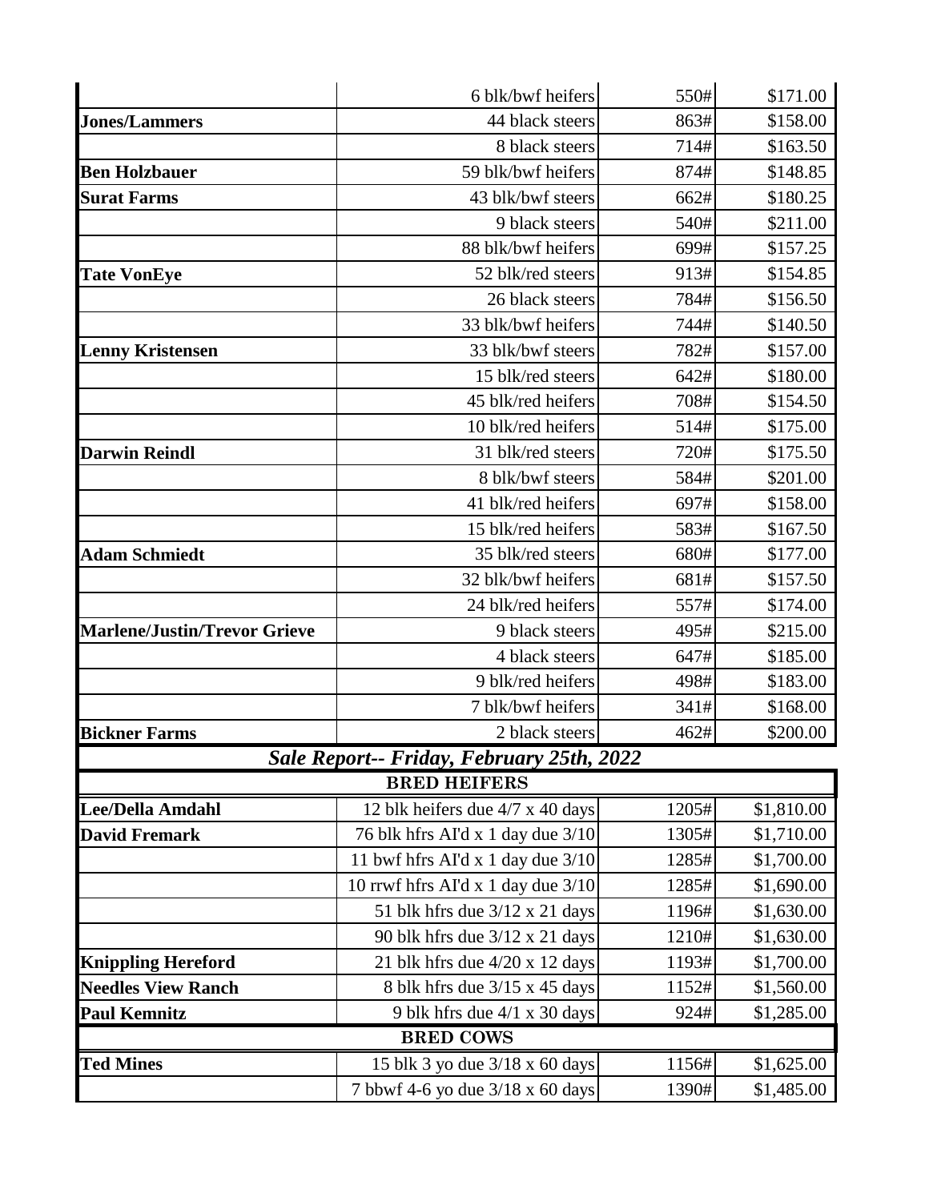| | | | |
|---|---|---|---|
| | 6 blk/bwf heifers | 550# | $171.00 |
| **Jones/Lammers** | 44 black steers | 863# | $158.00 |
| | 8 black steers | 714# | $163.50 |
| **Ben Holzbauer** | 59 blk/bwf heifers | 874# | $148.85 |
| **Surat Farms** | 43 blk/bwf steers | 662# | $180.25 |
| | 9 black steers | 540# | $211.00 |
| | 88 blk/bwf heifers | 699# | $157.25 |
| **Tate VonEye** | 52 blk/red steers | 913# | $154.85 |
| | 26 black steers | 784# | $156.50 |
| | 33 blk/bwf heifers | 744# | $140.50 |
| **Lenny Kristensen** | 33 blk/bwf steers | 782# | $157.00 |
| | 15 blk/red steers | 642# | $180.00 |
| | 45 blk/red heifers | 708# | $154.50 |
| | 10 blk/red heifers | 514# | $175.00 |
| **Darwin Reindl** | 31 blk/red steers | 720# | $175.50 |
| | 8 blk/bwf steers | 584# | $201.00 |
| | 41 blk/red heifers | 697# | $158.00 |
| | 15 blk/red heifers | 583# | $167.50 |
| **Adam Schmiedt** | 35 blk/red steers | 680# | $177.00 |
| | 32 blk/bwf heifers | 681# | $157.50 |
| | 24 blk/red heifers | 557# | $174.00 |
| **Marlene/Justin/Trevor Grieve** | 9 black steers | 495# | $215.00 |
| | 4 black steers | 647# | $185.00 |
| | 9 blk/red heifers | 498# | $183.00 |
| | 7 blk/bwf heifers | 341# | $168.00 |
| **Bickner Farms** | 2 black steers | 462# | $200.00 |

## *Sale Report-- Friday, February 25th, 2022*

| **BRED HEIFERS** | | | |
|---|---|---|---|
| **Lee/Della Amdahl** | 12 blk heifers due 4/7 x 40 days | 1205# | $1,810.00 |
| **David Fremark** | 76 blk hfrs AI'd x 1 day due 3/10 | 1305# | $1,710.00 |
| | 11 bwf hfrs AI'd x 1 day due 3/10 | 1285# | $1,700.00 |
| | 10 rrwf hfrs AI'd x 1 day due 3/10 | 1285# | $1,690.00 |
| | 51 blk hfrs due 3/12 x 21 days | 1196# | $1,630.00 |
| | 90 blk hfrs due 3/12 x 21 days | 1210# | $1,630.00 |
| **Knippling Hereford** | 21 blk hfrs due 4/20 x 12 days | 1193# | $1,700.00 |
| **Needles View Ranch** | 8 blk hfrs due 3/15 x 45 days | 1152# | $1,560.00 |
| **Paul Kemnitz** | 9 blk hfrs due 4/1 x 30 days | 924# | $1,285.00 |

| **BRED COWS** | | | |
|---|---|---|---|
| **Ted Mines** | 15 blk 3 yo due 3/18 x 60 days | 1156# | $1,625.00 |
| | 7 bbwf 4-6 yo due 3/18 x 60 days | 1390# | $1,485.00 |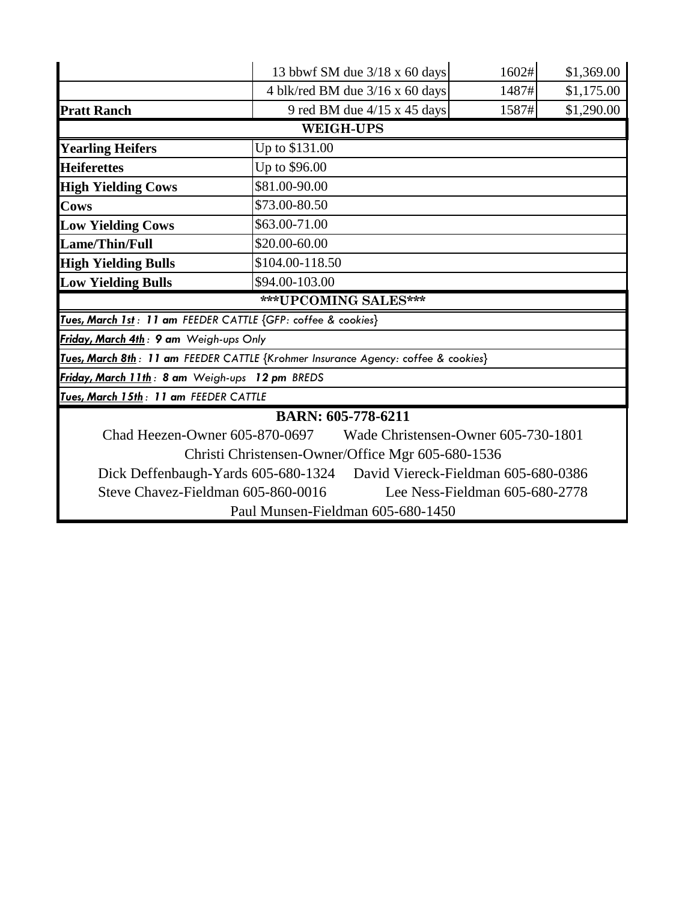| | | | |
|---|---|---|---|
| | 13 bbwf SM due 3/18 x 60 days | 1602# | $1,369.00 |
| | 4 blk/red BM due 3/16 x 60 days | 1487# | $1,175.00 |
| **Pratt Ranch** | 9 red BM due 4/15 x 45 days | 1587# | $1,290.00 |

## WEIGH-UPS

| | |
|---|---|
| **Yearling Heifers** | Up to $131.00 |
| **Heiferettes** | Up to $96.00 |
| **High Yielding Cows** | $81.00-90.00 |
| **Cows** | $73.00-80.50 |
| **Low Yielding Cows** | $63.00-71.00 |
| **Lame/Thin/Full** | $20.00-60.00 |
| **High Yielding Bulls** | $104.00-118.50 |
| **Low Yielding Bulls** | $94.00-103.00 |

## ***UPCOMING SALES***

*__Tues, March 1st__ : **11 am** FEEDER CATTLE {GFP: coffee & cookies}*

*__Friday, March 4th__ : **9 am** Weigh-ups Only*

*__Tues, March 8th__ : **11 am** FEEDER CATTLE {Krohmer Insurance Agency: coffee & cookies}*

*__Friday, March 11th__ : **8 am** Weigh-ups **12 pm** BREDS*

*__Tues, March 15th__ : **11 am** FEEDER CATTLE*

**BARN: 605-778-6211**

Chad Heezen-Owner 605-870-0697 Wade Christensen-Owner 605-730-1801

Christi Christensen-Owner/Office Mgr 605-680-1536

Dick Deffenbaugh-Yards 605-680-1324 David Viereck-Fieldman 605-680-0386

Steve Chavez-Fieldman 605-860-0016 Lee Ness-Fieldman 605-680-2778

Paul Munsen-Fieldman 605-680-1450